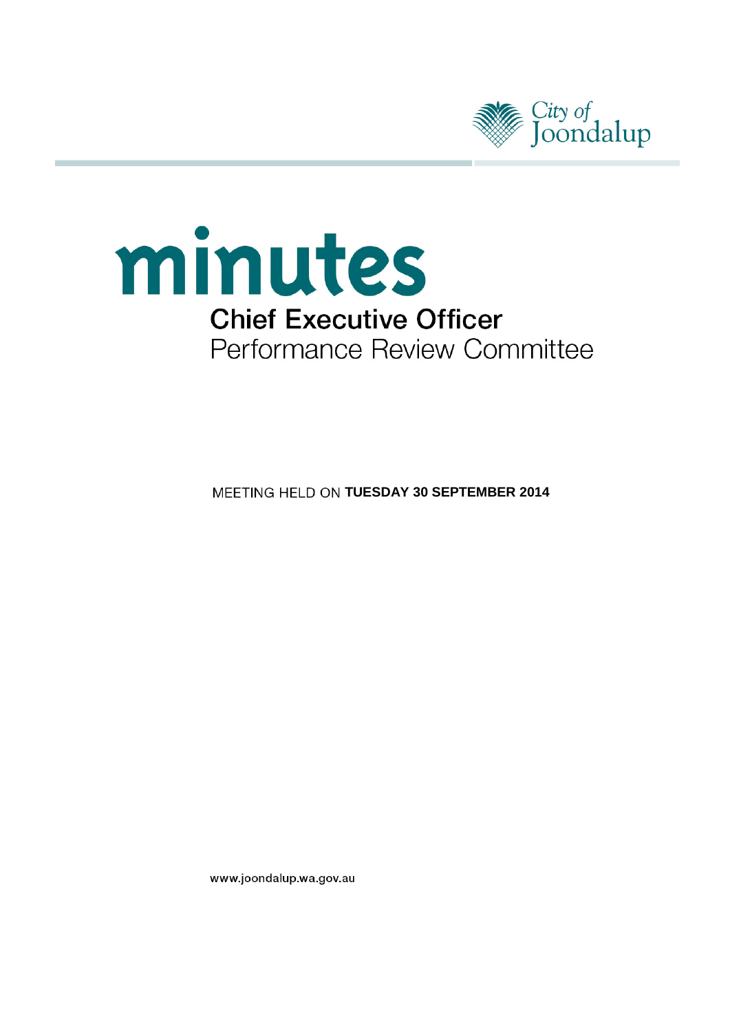City of Joondalup

# minutes

## Chief Executive Officer

## Performance Review Committee

MEETING HELD ON **TUESDAY 30 SEPTEMBER 2014**

www.joondalup.wa.gov.au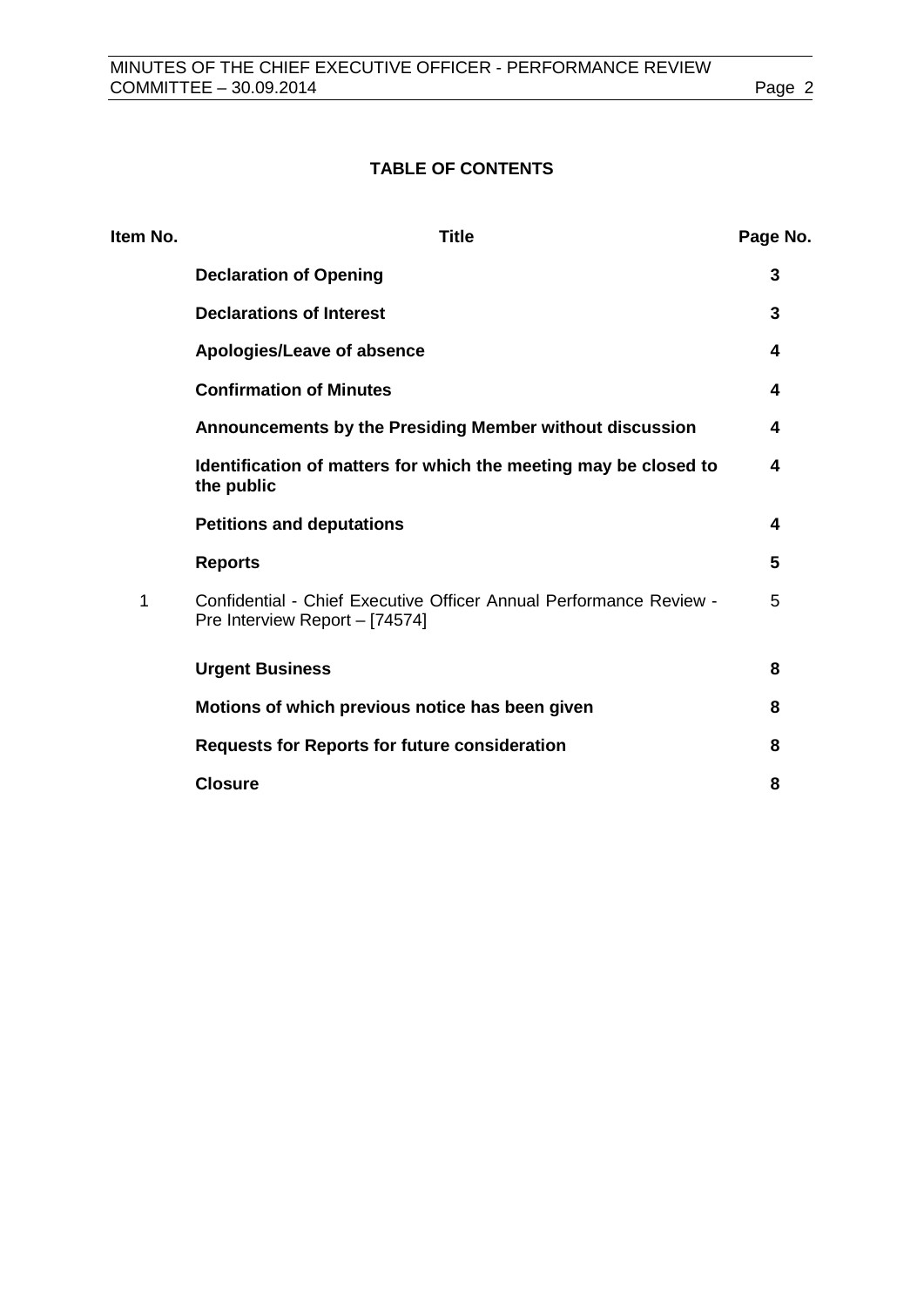## TABLE OF CONTENTS

| Item No. | Title | Page No. |
| --- | --- | --- |
| | **Declaration of Opening** | **3** |
| | **Declarations of Interest** | **3** |
| | **Apologies/Leave of absence** | **4** |
| | **Confirmation of Minutes** | **4** |
| | **Announcements by the Presiding Member without discussion** | **4** |
| | **Identification of matters for which the meeting may be closed to the public** | **4** |
| | **Petitions and deputations** | **4** |
| | **Reports** | **5** |
| 1 | Confidential - Chief Executive Officer Annual Performance Review - Pre Interview Report – [74574] | 5 |
| | **Urgent Business** | **8** |
| | **Motions of which previous notice has been given** | **8** |
| | **Requests for Reports for future consideration** | **8** |
| | **Closure** | **8** |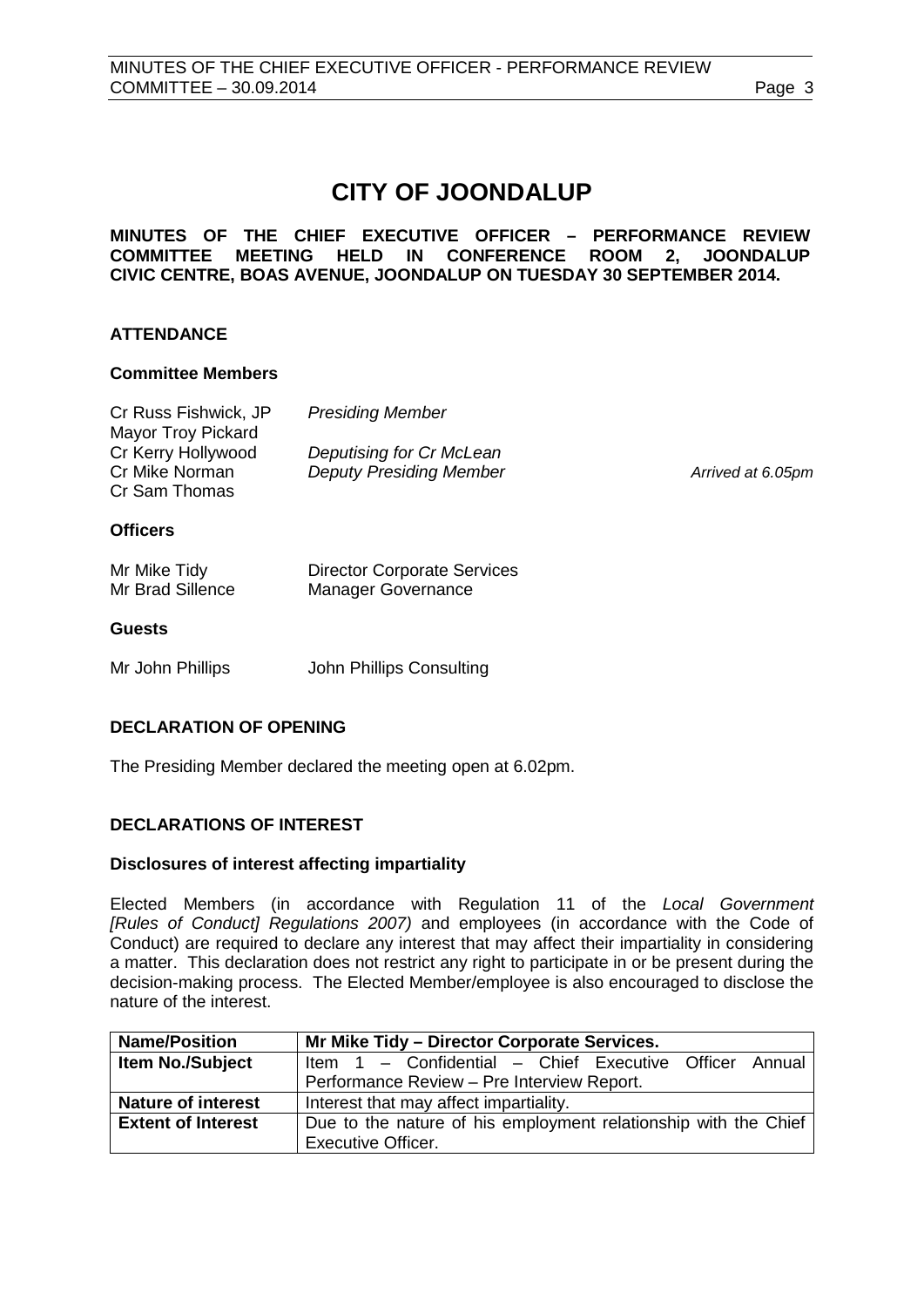# CITY OF JOONDALUP

**MINUTES OF THE CHIEF EXECUTIVE OFFICER – PERFORMANCE REVIEW COMMITTEE MEETING HELD IN CONFERENCE ROOM 2, JOONDALUP CIVIC CENTRE, BOAS AVENUE, JOONDALUP ON TUESDAY 30 SEPTEMBER 2014.**

## ATTENDANCE

### Committee Members

| | | |
|---|---|---|
| Cr Russ Fishwick, JP | *Presiding Member* | |
| Mayor Troy Pickard | | |
| Cr Kerry Hollywood | *Deputising for Cr McLean* | |
| Cr Mike Norman | *Deputy Presiding Member* | *Arrived at 6.05pm* |
| Cr Sam Thomas | | |

### Officers

| | |
|---|---|
| Mr Mike Tidy | Director Corporate Services |
| Mr Brad Sillence | Manager Governance |

### Guests

| | |
|---|---|
| Mr John Phillips | John Phillips Consulting |

## DECLARATION OF OPENING

The Presiding Member declared the meeting open at 6.02pm.

## DECLARATIONS OF INTEREST

### Disclosures of interest affecting impartiality

Elected Members (in accordance with Regulation 11 of the *Local Government [Rules of Conduct] Regulations 2007)* and employees (in accordance with the Code of Conduct) are required to declare any interest that may affect their impartiality in considering a matter. This declaration does not restrict any right to participate in or be present during the decision-making process. The Elected Member/employee is also encouraged to disclose the nature of the interest.

| **Name/Position** | **Mr Mike Tidy – Director Corporate Services.** |
|---|---|
| **Item No./Subject** | Item 1 – Confidential – Chief Executive Officer Annual Performance Review – Pre Interview Report. |
| **Nature of interest** | Interest that may affect impartiality. |
| **Extent of Interest** | Due to the nature of his employment relationship with the Chief Executive Officer. |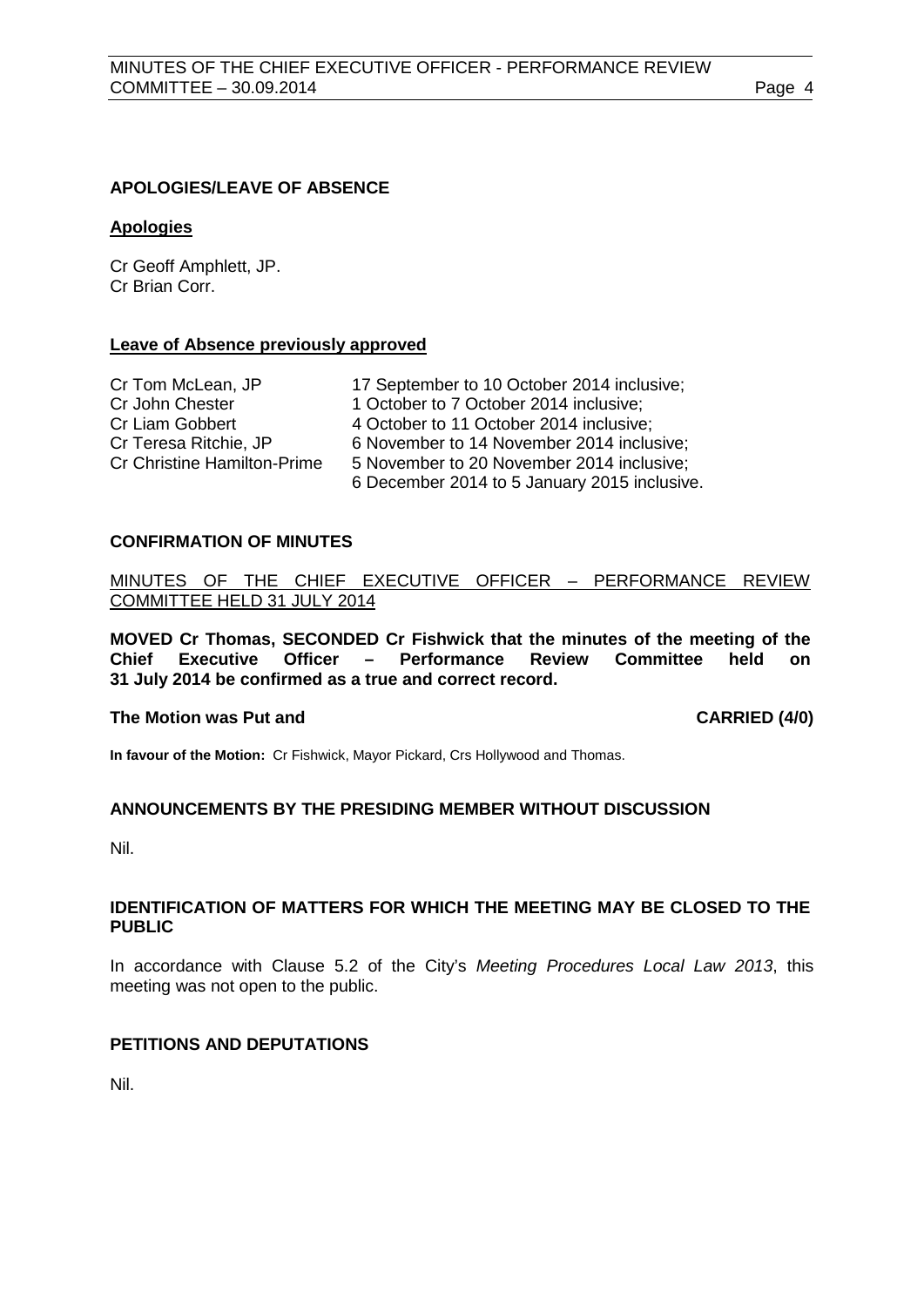## APOLOGIES/LEAVE OF ABSENCE

### Apologies

Cr Geoff Amphlett, JP.
Cr Brian Corr.

### Leave of Absence previously approved

| | |
|---|---|
| Cr Tom McLean, JP | 17 September to 10 October 2014 inclusive; |
| Cr John Chester | 1 October to 7 October 2014 inclusive; |
| Cr Liam Gobbert | 4 October to 11 October 2014 inclusive; |
| Cr Teresa Ritchie, JP | 6 November to 14 November 2014 inclusive; |
| Cr Christine Hamilton-Prime | 5 November to 20 November 2014 inclusive; |
| | 6 December 2014 to 5 January 2015 inclusive. |

## CONFIRMATION OF MINUTES

MINUTES OF THE CHIEF EXECUTIVE OFFICER – PERFORMANCE REVIEW COMMITTEE HELD 31 JULY 2014

**MOVED Cr Thomas, SECONDED Cr Fishwick that the minutes of the meeting of the Chief Executive Officer – Performance Review Committee held on 31 July 2014 be confirmed as a true and correct record.**

**The Motion was Put and CARRIED (4/0)**

**In favour of the Motion:** Cr Fishwick, Mayor Pickard, Crs Hollywood and Thomas.

## ANNOUNCEMENTS BY THE PRESIDING MEMBER WITHOUT DISCUSSION

Nil.

## IDENTIFICATION OF MATTERS FOR WHICH THE MEETING MAY BE CLOSED TO THE PUBLIC

In accordance with Clause 5.2 of the City's *Meeting Procedures Local Law 2013*, this meeting was not open to the public.

## PETITIONS AND DEPUTATIONS

Nil.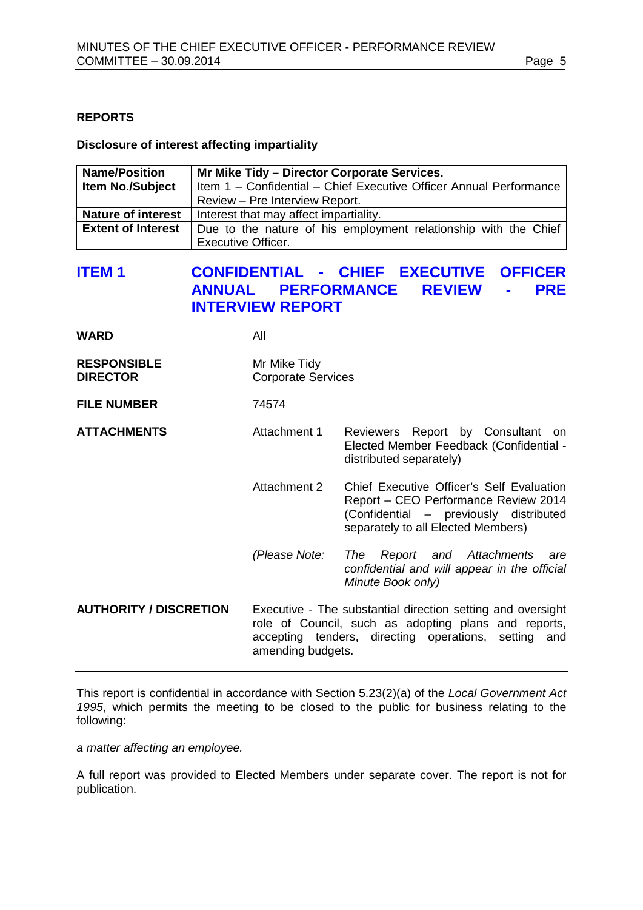**REPORTS**

**Disclosure of interest affecting impartiality**

| **Name/Position** | **Mr Mike Tidy – Director Corporate Services.** |
|---|---|
| **Item No./Subject** | Item 1 – Confidential – Chief Executive Officer Annual Performance Review – Pre Interview Report. |
| **Nature of interest** | Interest that may affect impartiality. |
| **Extent of Interest** | Due to the nature of his employment relationship with the Chief Executive Officer. |

## ITEM 1 CONFIDENTIAL - CHIEF EXECUTIVE OFFICER ANNUAL PERFORMANCE REVIEW - PRE INTERVIEW REPORT

| | | |
|---|---|---|
| **WARD** | All | |
| **RESPONSIBLE DIRECTOR** | Mr Mike Tidy<br>Corporate Services | |
| **FILE NUMBER** | 74574 | |
| **ATTACHMENTS** | Attachment 1 | Reviewers Report by Consultant on Elected Member Feedback (Confidential - distributed separately) |
| | Attachment 2 | Chief Executive Officer's Self Evaluation Report – CEO Performance Review 2014 (Confidential – previously distributed separately to all Elected Members) |
| | *(Please Note:* | *The Report and Attachments are confidential and will appear in the official Minute Book only)* |
| **AUTHORITY / DISCRETION** | Executive - The substantial direction setting and oversight role of Council, such as adopting plans and reports, accepting tenders, directing operations, setting and amending budgets. | |

---

This report is confidential in accordance with Section 5.23(2)(a) of the *Local Government Act 1995*, which permits the meeting to be closed to the public for business relating to the following:

*a matter affecting an employee.*

A full report was provided to Elected Members under separate cover. The report is not for publication.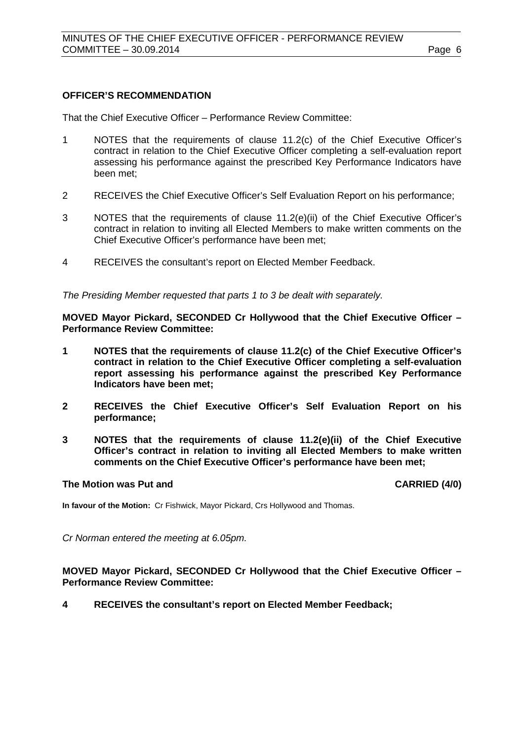**OFFICER'S RECOMMENDATION**

That the Chief Executive Officer – Performance Review Committee:

1 NOTES that the requirements of clause 11.2(c) of the Chief Executive Officer's contract in relation to the Chief Executive Officer completing a self-evaluation report assessing his performance against the prescribed Key Performance Indicators have been met;

2 RECEIVES the Chief Executive Officer's Self Evaluation Report on his performance;

3 NOTES that the requirements of clause 11.2(e)(ii) of the Chief Executive Officer's contract in relation to inviting all Elected Members to make written comments on the Chief Executive Officer's performance have been met;

4 RECEIVES the consultant's report on Elected Member Feedback.

*The Presiding Member requested that parts 1 to 3 be dealt with separately.*

**MOVED Mayor Pickard, SECONDED Cr Hollywood that the Chief Executive Officer – Performance Review Committee:**

**1 NOTES that the requirements of clause 11.2(c) of the Chief Executive Officer's contract in relation to the Chief Executive Officer completing a self-evaluation report assessing his performance against the prescribed Key Performance Indicators have been met;**

**2 RECEIVES the Chief Executive Officer's Self Evaluation Report on his performance;**

**3 NOTES that the requirements of clause 11.2(e)(ii) of the Chief Executive Officer's contract in relation to inviting all Elected Members to make written comments on the Chief Executive Officer's performance have been met;**

**The Motion was Put and CARRIED (4/0)**

**In favour of the Motion:** Cr Fishwick, Mayor Pickard, Crs Hollywood and Thomas.

*Cr Norman entered the meeting at 6.05pm.*

**MOVED Mayor Pickard, SECONDED Cr Hollywood that the Chief Executive Officer – Performance Review Committee:**

**4 RECEIVES the consultant's report on Elected Member Feedback;**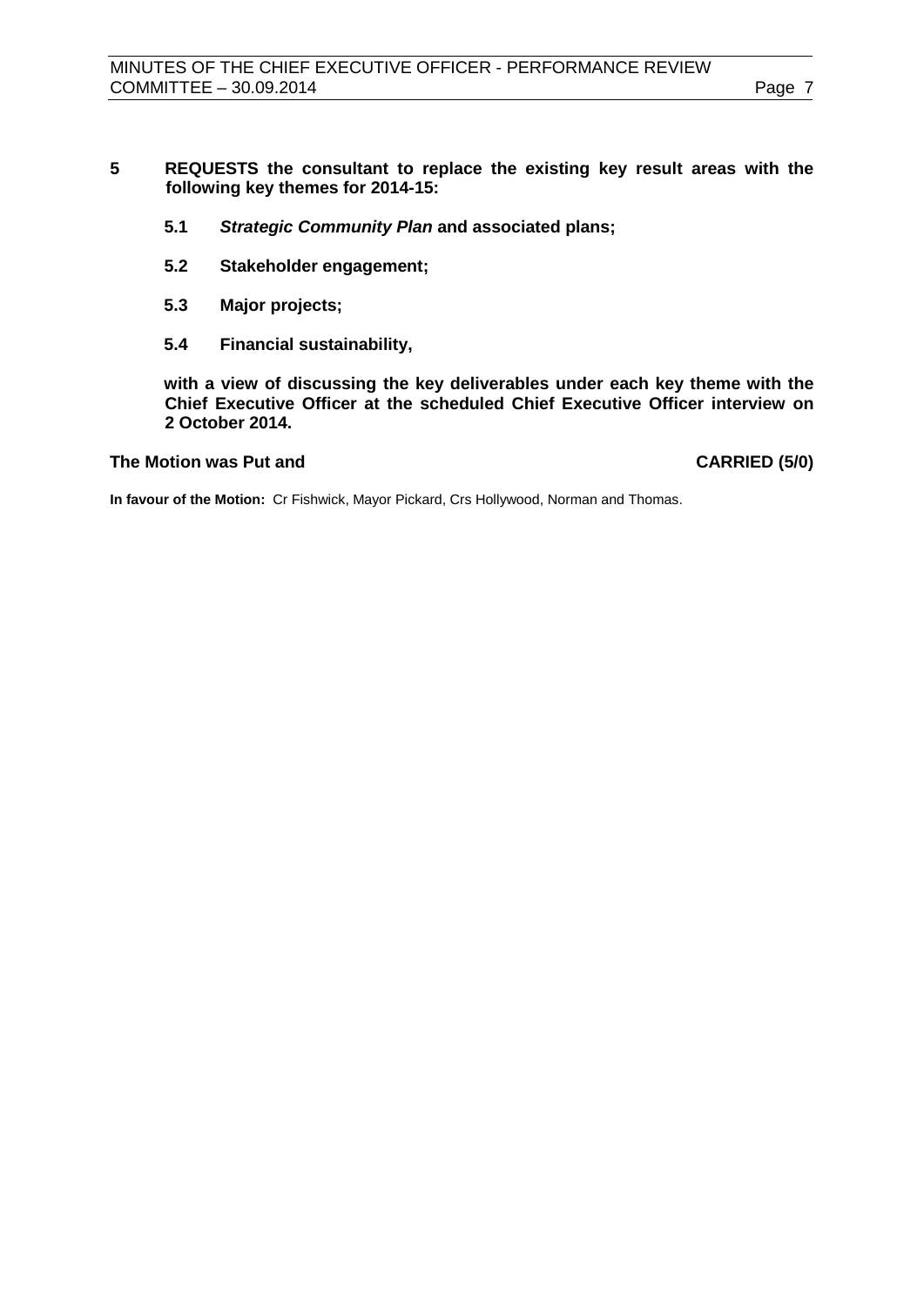**5 REQUESTS the consultant to replace the existing key result areas with the following key themes for 2014-15:**

**5.1 *Strategic Community Plan* and associated plans;**

**5.2 Stakeholder engagement;**

**5.3 Major projects;**

**5.4 Financial sustainability,**

**with a view of discussing the key deliverables under each key theme with the Chief Executive Officer at the scheduled Chief Executive Officer interview on 2 October 2014.**

**The Motion was Put and CARRIED (5/0)**

**In favour of the Motion:** Cr Fishwick, Mayor Pickard, Crs Hollywood, Norman and Thomas.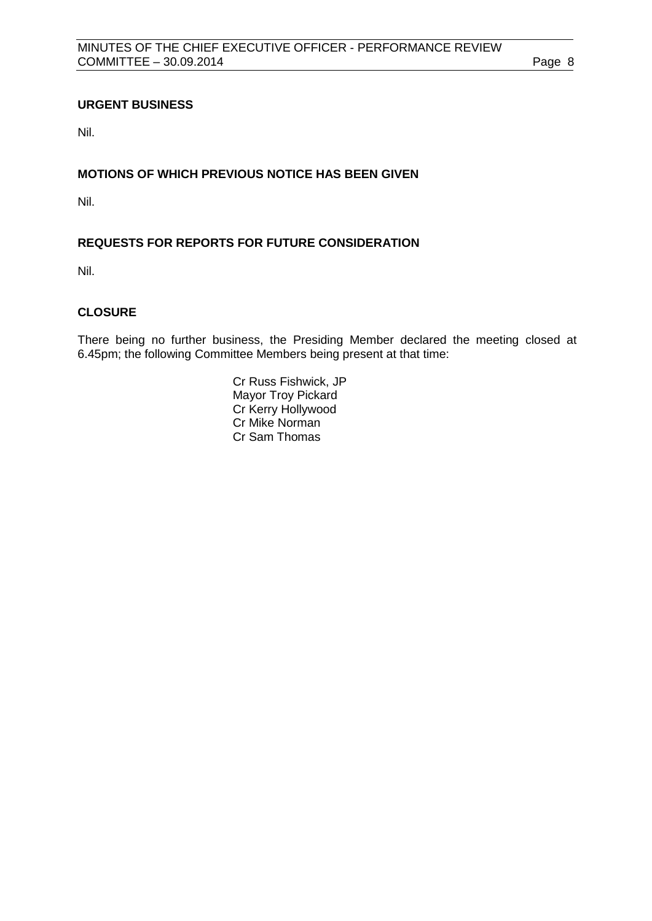## URGENT BUSINESS

Nil.

## MOTIONS OF WHICH PREVIOUS NOTICE HAS BEEN GIVEN

Nil.

## REQUESTS FOR REPORTS FOR FUTURE CONSIDERATION

Nil.

## CLOSURE

There being no further business, the Presiding Member declared the meeting closed at 6.45pm; the following Committee Members being present at that time:

Cr Russ Fishwick, JP
Mayor Troy Pickard
Cr Kerry Hollywood
Cr Mike Norman
Cr Sam Thomas